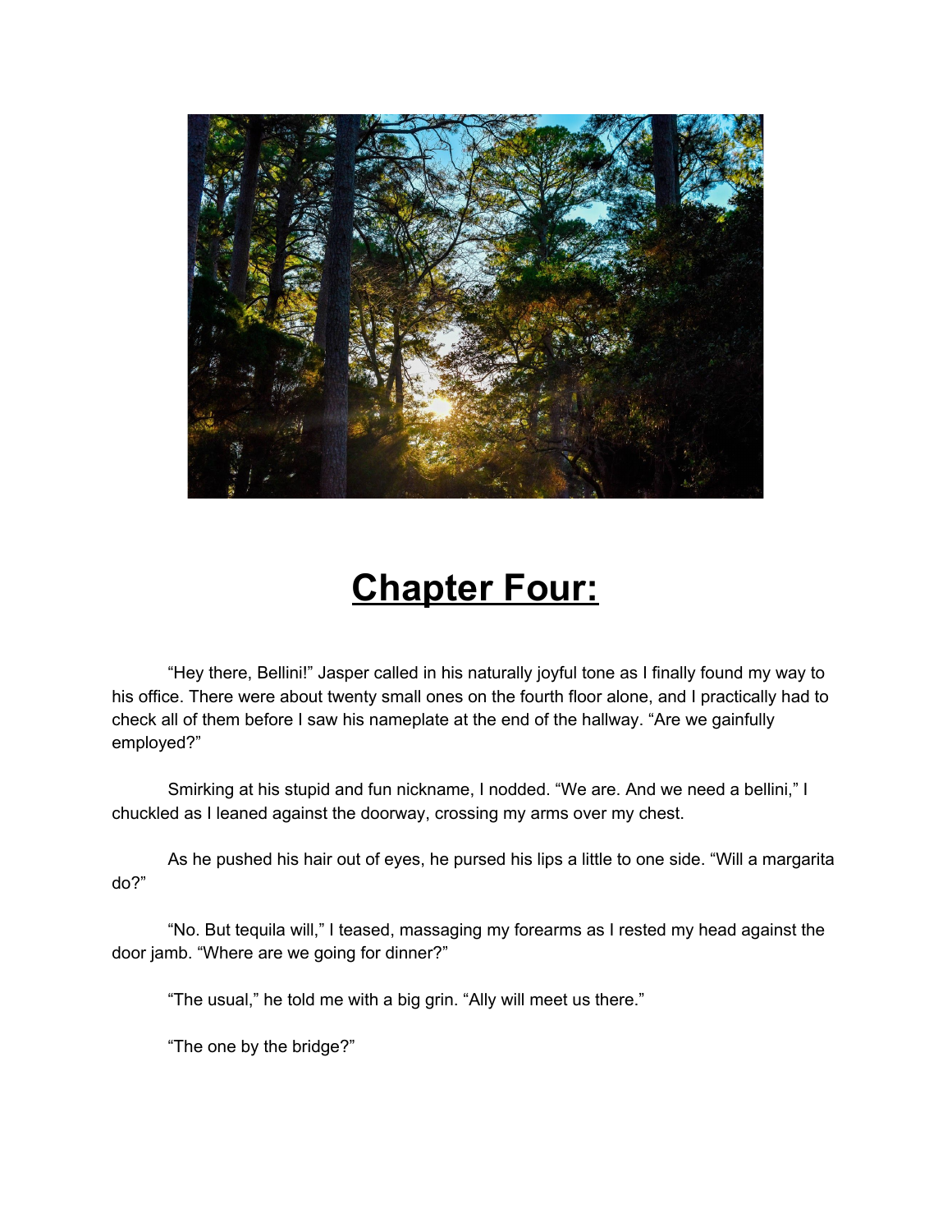# Chapter Four:

"Hey there, Bellini!" Jasper called in his naturally joyful tone as I finally found my way to his office. There were about twenty small ones on the fourth floor alone, and I practically had to check all of them before I saw his nameplate at the end of the hallway. "Are we gainfully employed?"

Smirking at his stupid and fun nickname, I nodded. "We are. And we need a bellini," I chuckled as I leaned against the doorway, crossing my arms over my chest.

As he pushed his hair out of eyes, he pursed his lips a little to one side. "Will a margarita do?"

"No. But tequila will," I teased, massaging my forearms as I rested my head against the door jamb. "Where are we going for dinner?"

"The usual," he told me with a big grin. "Ally will meet us there."

"The one by the bridge?"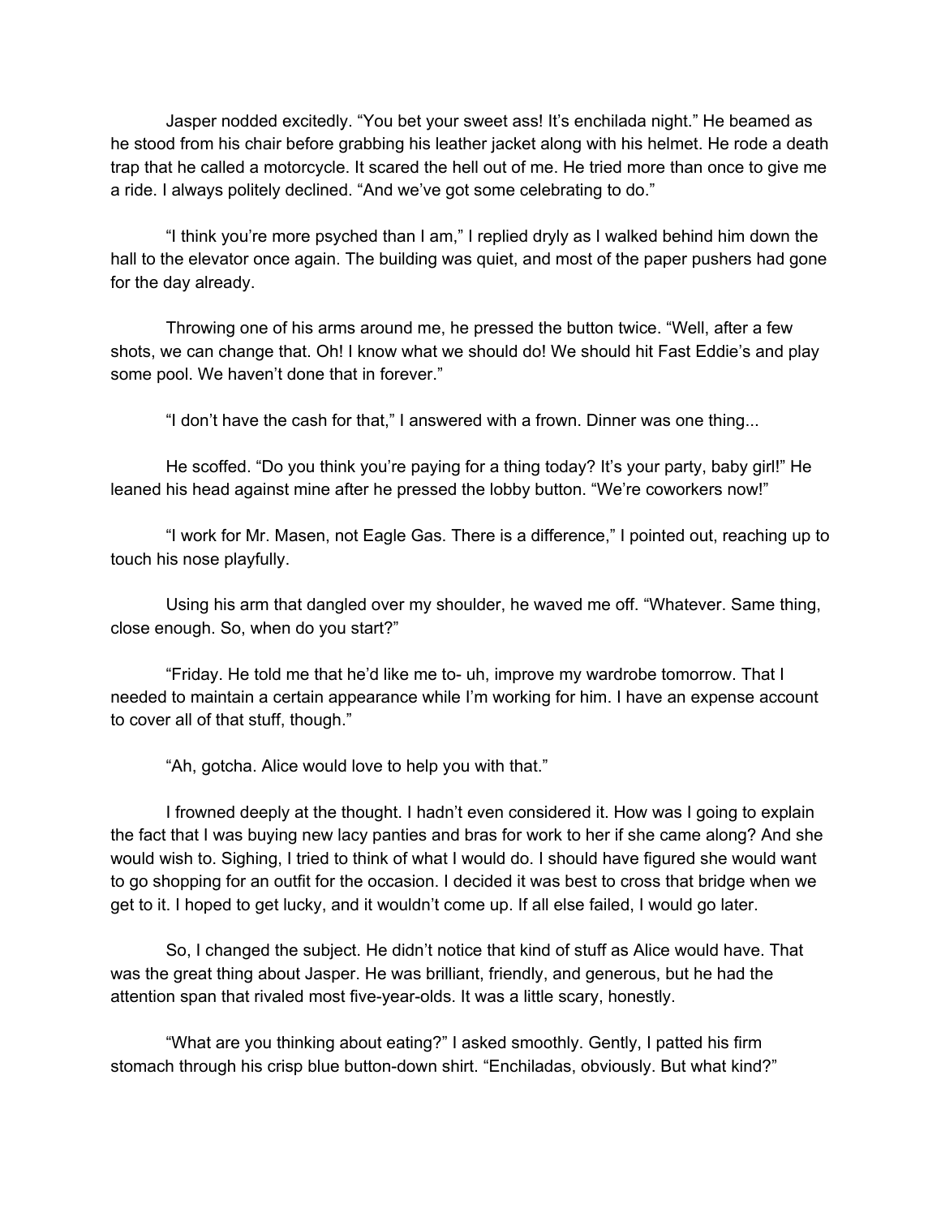Jasper nodded excitedly. "You bet your sweet ass! It's enchilada night." He beamed as he stood from his chair before grabbing his leather jacket along with his helmet. He rode a death trap that he called a motorcycle. It scared the hell out of me. He tried more than once to give me a ride. I always politely declined. "And we've got some celebrating to do."

"I think you're more psyched than I am," I replied dryly as I walked behind him down the hall to the elevator once again. The building was quiet, and most of the paper pushers had gone for the day already.

Throwing one of his arms around me, he pressed the button twice. "Well, after a few shots, we can change that. Oh! I know what we should do! We should hit Fast Eddie's and play some pool. We haven't done that in forever."

"I don't have the cash for that," I answered with a frown. Dinner was one thing...

He scoffed. "Do you think you're paying for a thing today? It's your party, baby girl!" He leaned his head against mine after he pressed the lobby button. "We're coworkers now!"

"I work for Mr. Masen, not Eagle Gas. There is a difference," I pointed out, reaching up to touch his nose playfully.

Using his arm that dangled over my shoulder, he waved me off. "Whatever. Same thing, close enough. So, when do you start?"

"Friday. He told me that he'd like me to- uh, improve my wardrobe tomorrow. That I needed to maintain a certain appearance while I'm working for him. I have an expense account to cover all of that stuff, though."

"Ah, gotcha. Alice would love to help you with that."

I frowned deeply at the thought. I hadn't even considered it. How was I going to explain the fact that I was buying new lacy panties and bras for work to her if she came along? And she would wish to. Sighing, I tried to think of what I would do. I should have figured she would want to go shopping for an outfit for the occasion. I decided it was best to cross that bridge when we get to it. I hoped to get lucky, and it wouldn't come up. If all else failed, I would go later.

So, I changed the subject. He didn't notice that kind of stuff as Alice would have. That was the great thing about Jasper. He was brilliant, friendly, and generous, but he had the attention span that rivaled most five-year-olds. It was a little scary, honestly.

"What are you thinking about eating?" I asked smoothly. Gently, I patted his firm stomach through his crisp blue button-down shirt. "Enchiladas, obviously. But what kind?"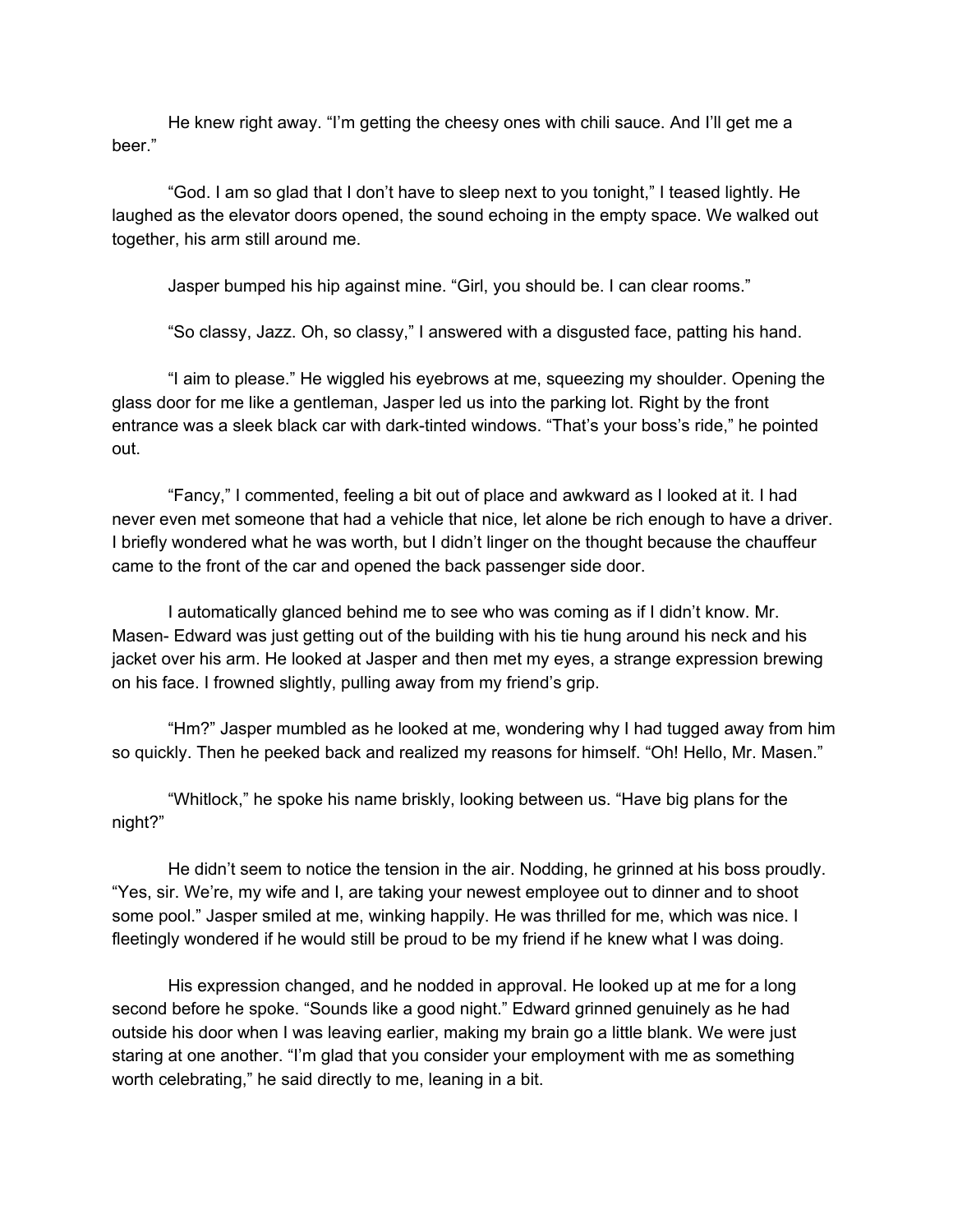He knew right away. “I’m getting the cheesy ones with chili sauce. And I’ll get me a beer.”

“God. I am so glad that I don’t have to sleep next to you tonight,” I teased lightly. He laughed as the elevator doors opened, the sound echoing in the empty space. We walked out together, his arm still around me.

Jasper bumped his hip against mine. “Girl, you should be. I can clear rooms.”

“So classy, Jazz. Oh, so classy,” I answered with a disgusted face, patting his hand.

“I aim to please.” He wiggled his eyebrows at me, squeezing my shoulder. Opening the glass door for me like a gentleman, Jasper led us into the parking lot. Right by the front entrance was a sleek black car with dark-tinted windows. “That’s your boss’s ride,” he pointed out.

“Fancy,” I commented, feeling a bit out of place and awkward as I looked at it. I had never even met someone that had a vehicle that nice, let alone be rich enough to have a driver. I briefly wondered what he was worth, but I didn’t linger on the thought because the chauffeur came to the front of the car and opened the back passenger side door.

I automatically glanced behind me to see who was coming as if I didn’t know. Mr. Masen- Edward was just getting out of the building with his tie hung around his neck and his jacket over his arm. He looked at Jasper and then met my eyes, a strange expression brewing on his face. I frowned slightly, pulling away from my friend’s grip.

“Hm?” Jasper mumbled as he looked at me, wondering why I had tugged away from him so quickly. Then he peeked back and realized my reasons for himself. “Oh! Hello, Mr. Masen.”

“Whitlock,” he spoke his name briskly, looking between us. “Have big plans for the night?”

He didn’t seem to notice the tension in the air. Nodding, he grinned at his boss proudly. “Yes, sir. We’re, my wife and I, are taking your newest employee out to dinner and to shoot some pool.” Jasper smiled at me, winking happily. He was thrilled for me, which was nice. I fleetingly wondered if he would still be proud to be my friend if he knew what I was doing.

His expression changed, and he nodded in approval. He looked up at me for a long second before he spoke. “Sounds like a good night.” Edward grinned genuinely as he had outside his door when I was leaving earlier, making my brain go a little blank. We were just staring at one another. “I’m glad that you consider your employment with me as something worth celebrating,” he said directly to me, leaning in a bit.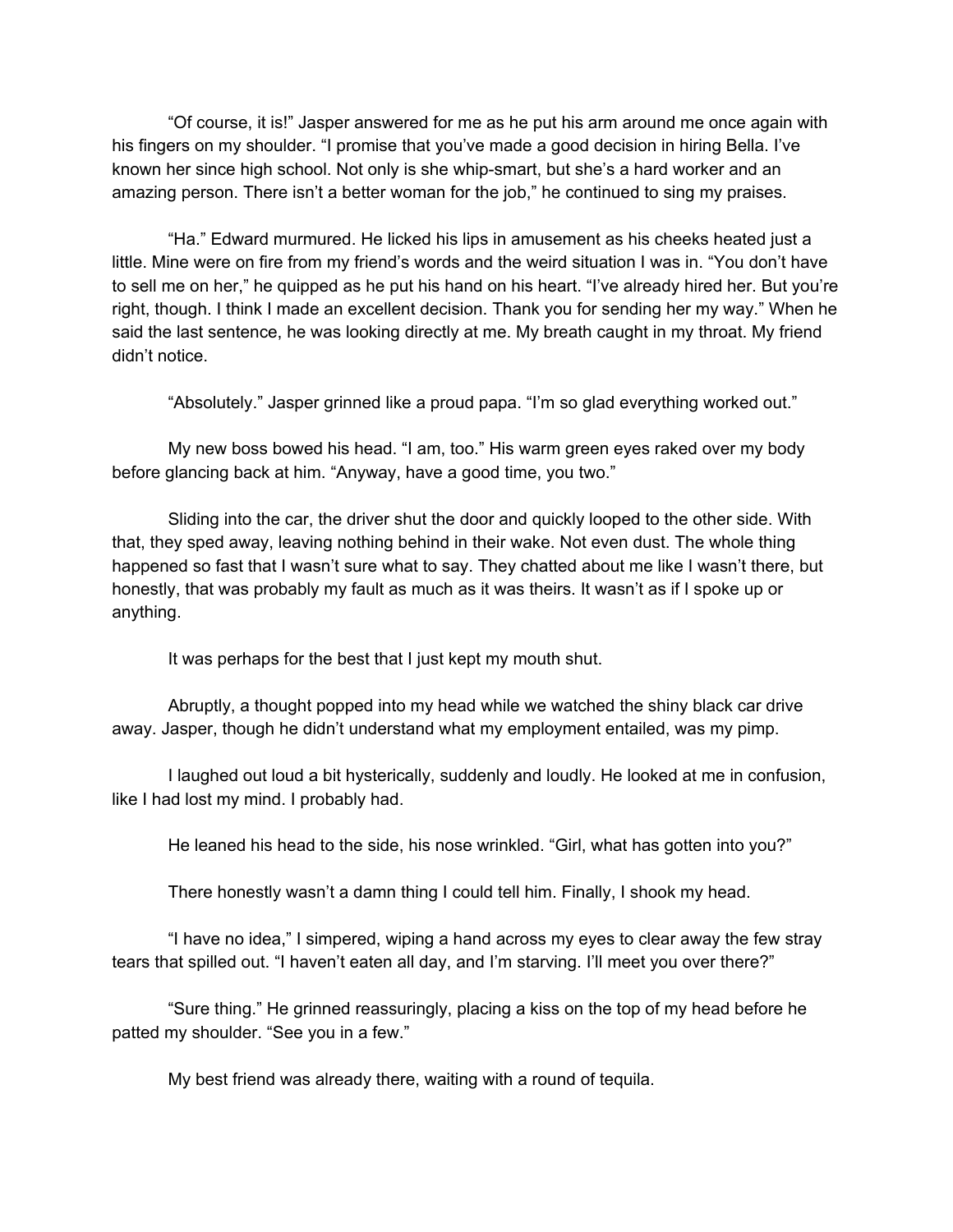"Of course, it is!" Jasper answered for me as he put his arm around me once again with his fingers on my shoulder. "I promise that you've made a good decision in hiring Bella. I've known her since high school. Not only is she whip-smart, but she's a hard worker and an amazing person. There isn't a better woman for the job," he continued to sing my praises.

"Ha." Edward murmured. He licked his lips in amusement as his cheeks heated just a little. Mine were on fire from my friend's words and the weird situation I was in. "You don't have to sell me on her," he quipped as he put his hand on his heart. "I've already hired her. But you're right, though. I think I made an excellent decision. Thank you for sending her my way." When he said the last sentence, he was looking directly at me. My breath caught in my throat. My friend didn't notice.

"Absolutely." Jasper grinned like a proud papa. "I'm so glad everything worked out."

My new boss bowed his head. "I am, too." His warm green eyes raked over my body before glancing back at him. "Anyway, have a good time, you two."

Sliding into the car, the driver shut the door and quickly looped to the other side. With that, they sped away, leaving nothing behind in their wake. Not even dust. The whole thing happened so fast that I wasn't sure what to say. They chatted about me like I wasn't there, but honestly, that was probably my fault as much as it was theirs. It wasn't as if I spoke up or anything.

It was perhaps for the best that I just kept my mouth shut.

Abruptly, a thought popped into my head while we watched the shiny black car drive away. Jasper, though he didn't understand what my employment entailed, was my pimp.

I laughed out loud a bit hysterically, suddenly and loudly. He looked at me in confusion, like I had lost my mind. I probably had.

He leaned his head to the side, his nose wrinkled. "Girl, what has gotten into you?"

There honestly wasn't a damn thing I could tell him. Finally, I shook my head.

"I have no idea," I simpered, wiping a hand across my eyes to clear away the few stray tears that spilled out. "I haven't eaten all day, and I'm starving. I'll meet you over there?"

"Sure thing." He grinned reassuringly, placing a kiss on the top of my head before he patted my shoulder. "See you in a few."

My best friend was already there, waiting with a round of tequila.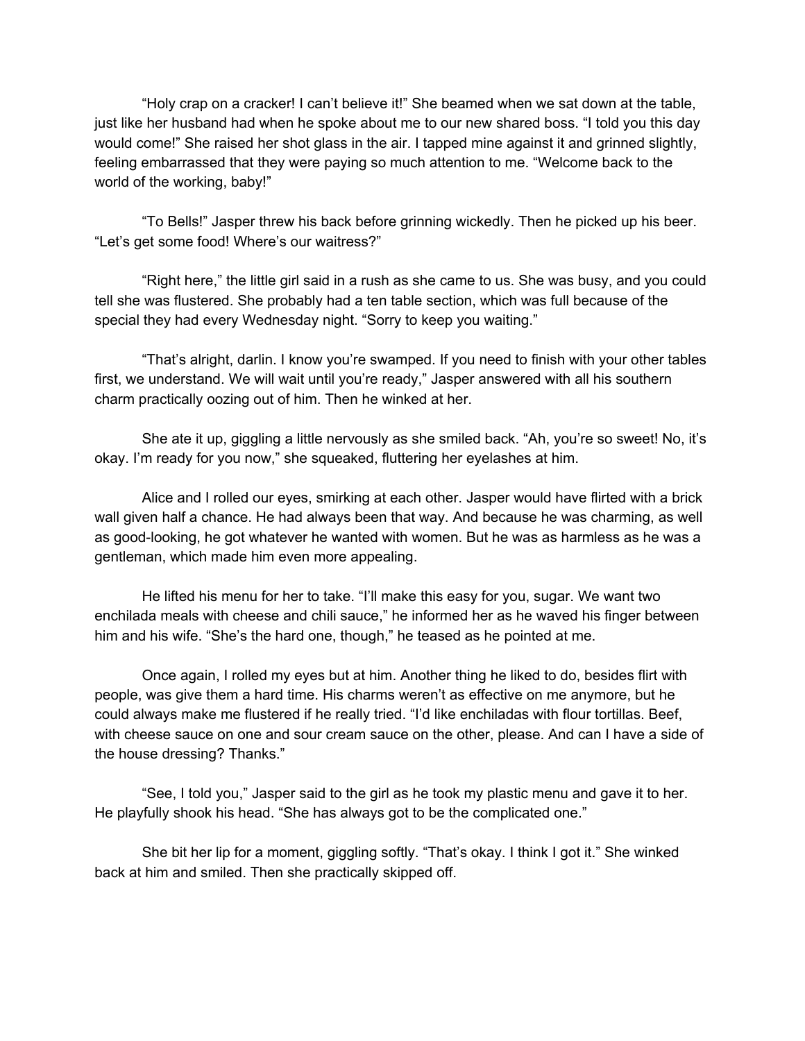"Holy crap on a cracker! I can't believe it!" She beamed when we sat down at the table, just like her husband had when he spoke about me to our new shared boss. "I told you this day would come!" She raised her shot glass in the air. I tapped mine against it and grinned slightly, feeling embarrassed that they were paying so much attention to me. "Welcome back to the world of the working, baby!"

"To Bells!" Jasper threw his back before grinning wickedly. Then he picked up his beer. "Let's get some food! Where's our waitress?"

"Right here," the little girl said in a rush as she came to us. She was busy, and you could tell she was flustered. She probably had a ten table section, which was full because of the special they had every Wednesday night. "Sorry to keep you waiting."

"That's alright, darlin. I know you're swamped. If you need to finish with your other tables first, we understand. We will wait until you're ready," Jasper answered with all his southern charm practically oozing out of him. Then he winked at her.

She ate it up, giggling a little nervously as she smiled back. "Ah, you're so sweet! No, it's okay. I'm ready for you now," she squeaked, fluttering her eyelashes at him.

Alice and I rolled our eyes, smirking at each other. Jasper would have flirted with a brick wall given half a chance. He had always been that way. And because he was charming, as well as good-looking, he got whatever he wanted with women. But he was as harmless as he was a gentleman, which made him even more appealing.

He lifted his menu for her to take. "I'll make this easy for you, sugar. We want two enchilada meals with cheese and chili sauce," he informed her as he waved his finger between him and his wife. "She's the hard one, though," he teased as he pointed at me.

Once again, I rolled my eyes but at him. Another thing he liked to do, besides flirt with people, was give them a hard time. His charms weren't as effective on me anymore, but he could always make me flustered if he really tried. "I'd like enchiladas with flour tortillas. Beef, with cheese sauce on one and sour cream sauce on the other, please. And can I have a side of the house dressing? Thanks."

"See, I told you," Jasper said to the girl as he took my plastic menu and gave it to her. He playfully shook his head. "She has always got to be the complicated one."

She bit her lip for a moment, giggling softly. "That's okay. I think I got it." She winked back at him and smiled. Then she practically skipped off.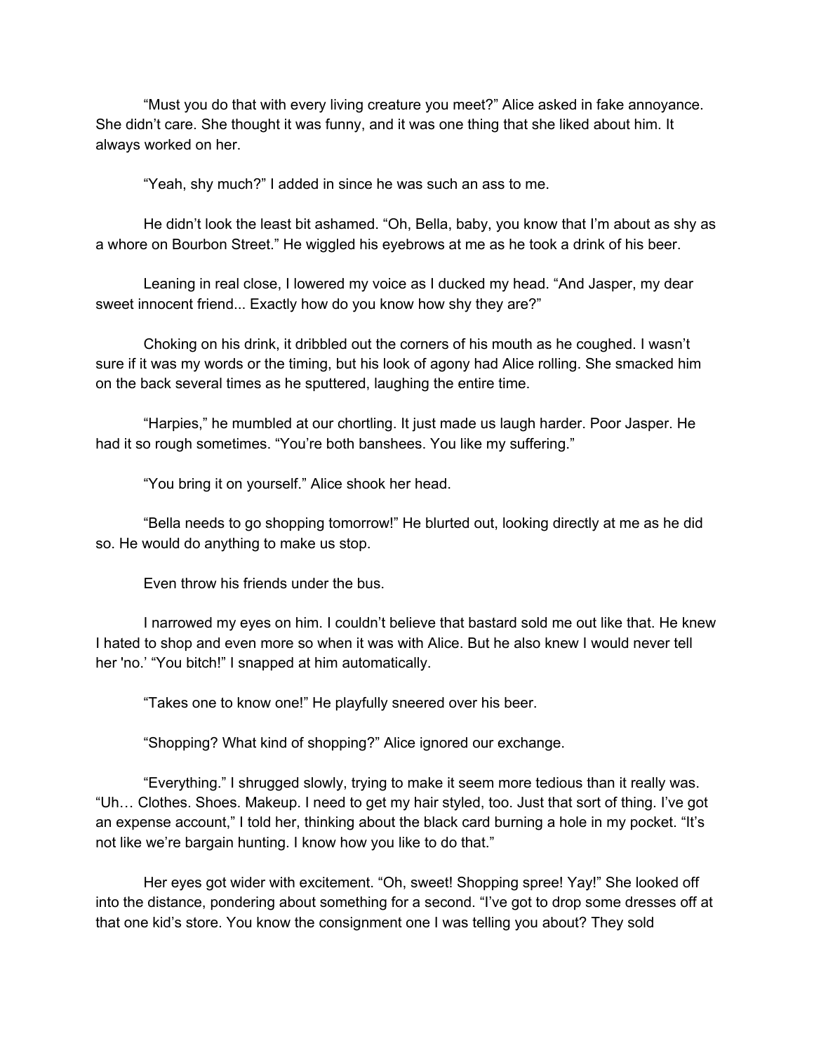"Must you do that with every living creature you meet?" Alice asked in fake annoyance. She didn't care. She thought it was funny, and it was one thing that she liked about him. It always worked on her.

"Yeah, shy much?" I added in since he was such an ass to me.

He didn't look the least bit ashamed. "Oh, Bella, baby, you know that I'm about as shy as a whore on Bourbon Street." He wiggled his eyebrows at me as he took a drink of his beer.

Leaning in real close, I lowered my voice as I ducked my head. "And Jasper, my dear sweet innocent friend... Exactly how do you know how shy they are?"

Choking on his drink, it dribbled out the corners of his mouth as he coughed. I wasn't sure if it was my words or the timing, but his look of agony had Alice rolling. She smacked him on the back several times as he sputtered, laughing the entire time.

"Harpies," he mumbled at our chortling. It just made us laugh harder. Poor Jasper. He had it so rough sometimes. "You're both banshees. You like my suffering."

"You bring it on yourself." Alice shook her head.

"Bella needs to go shopping tomorrow!" He blurted out, looking directly at me as he did so. He would do anything to make us stop.

Even throw his friends under the bus.

I narrowed my eyes on him. I couldn't believe that bastard sold me out like that. He knew I hated to shop and even more so when it was with Alice. But he also knew I would never tell her 'no.' "You bitch!" I snapped at him automatically.

"Takes one to know one!" He playfully sneered over his beer.

"Shopping? What kind of shopping?" Alice ignored our exchange.

"Everything." I shrugged slowly, trying to make it seem more tedious than it really was. "Uh… Clothes. Shoes. Makeup. I need to get my hair styled, too. Just that sort of thing. I've got an expense account," I told her, thinking about the black card burning a hole in my pocket. "It's not like we're bargain hunting. I know how you like to do that."

Her eyes got wider with excitement. "Oh, sweet! Shopping spree! Yay!" She looked off into the distance, pondering about something for a second. "I've got to drop some dresses off at that one kid's store. You know the consignment one I was telling you about? They sold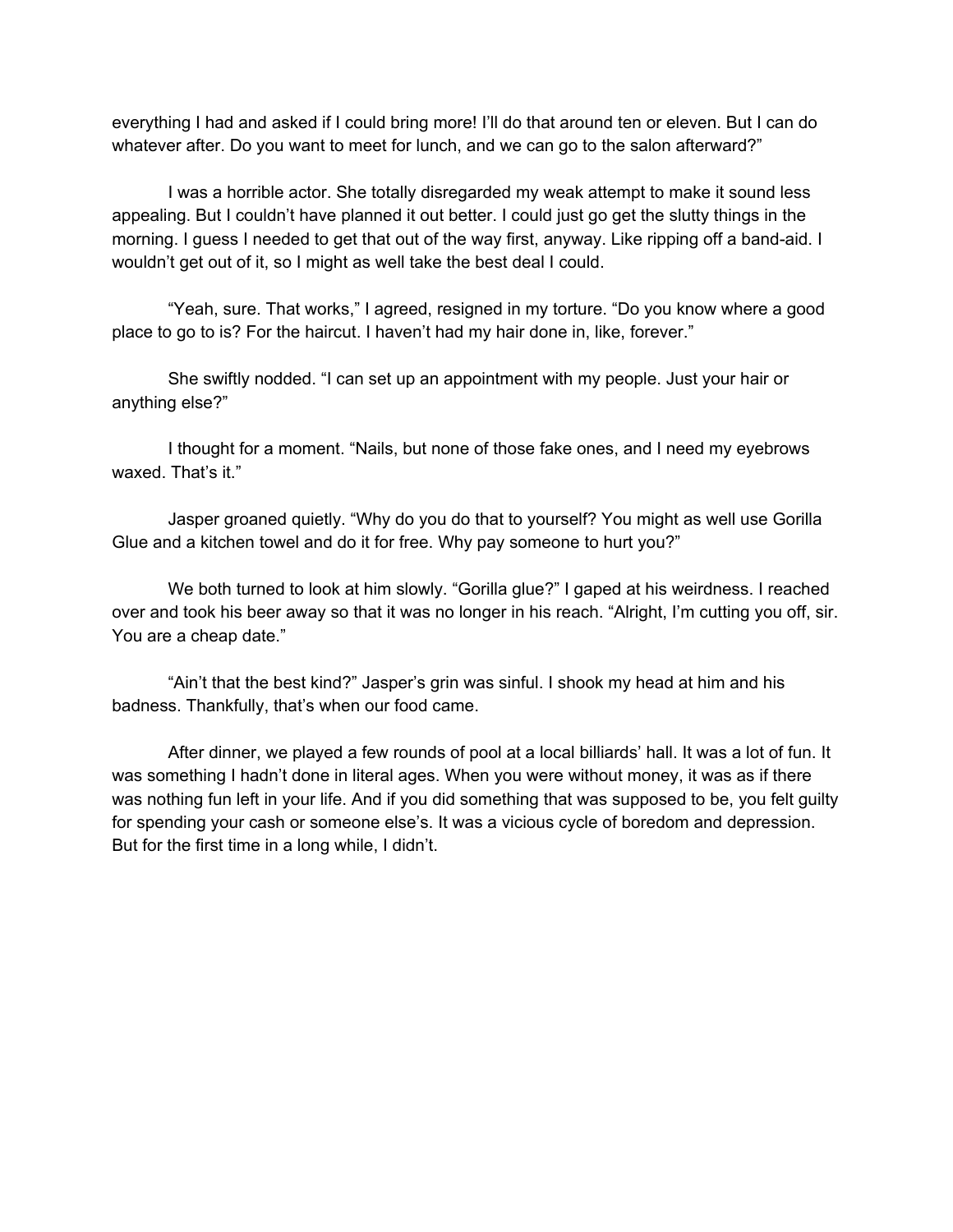everything I had and asked if I could bring more! I'll do that around ten or eleven. But I can do whatever after. Do you want to meet for lunch, and we can go to the salon afterward?"

I was a horrible actor. She totally disregarded my weak attempt to make it sound less appealing. But I couldn't have planned it out better. I could just go get the slutty things in the morning. I guess I needed to get that out of the way first, anyway. Like ripping off a band-aid. I wouldn't get out of it, so I might as well take the best deal I could.

"Yeah, sure. That works," I agreed, resigned in my torture. "Do you know where a good place to go to is? For the haircut. I haven't had my hair done in, like, forever."

She swiftly nodded. "I can set up an appointment with my people. Just your hair or anything else?"

I thought for a moment. "Nails, but none of those fake ones, and I need my eyebrows waxed. That's it."

Jasper groaned quietly. "Why do you do that to yourself? You might as well use Gorilla Glue and a kitchen towel and do it for free. Why pay someone to hurt you?"

We both turned to look at him slowly. "Gorilla glue?" I gaped at his weirdness. I reached over and took his beer away so that it was no longer in his reach. "Alright, I'm cutting you off, sir. You are a cheap date."

"Ain't that the best kind?" Jasper's grin was sinful. I shook my head at him and his badness. Thankfully, that's when our food came.

After dinner, we played a few rounds of pool at a local billiards' hall. It was a lot of fun. It was something I hadn't done in literal ages. When you were without money, it was as if there was nothing fun left in your life. And if you did something that was supposed to be, you felt guilty for spending your cash or someone else's. It was a vicious cycle of boredom and depression. But for the first time in a long while, I didn't.